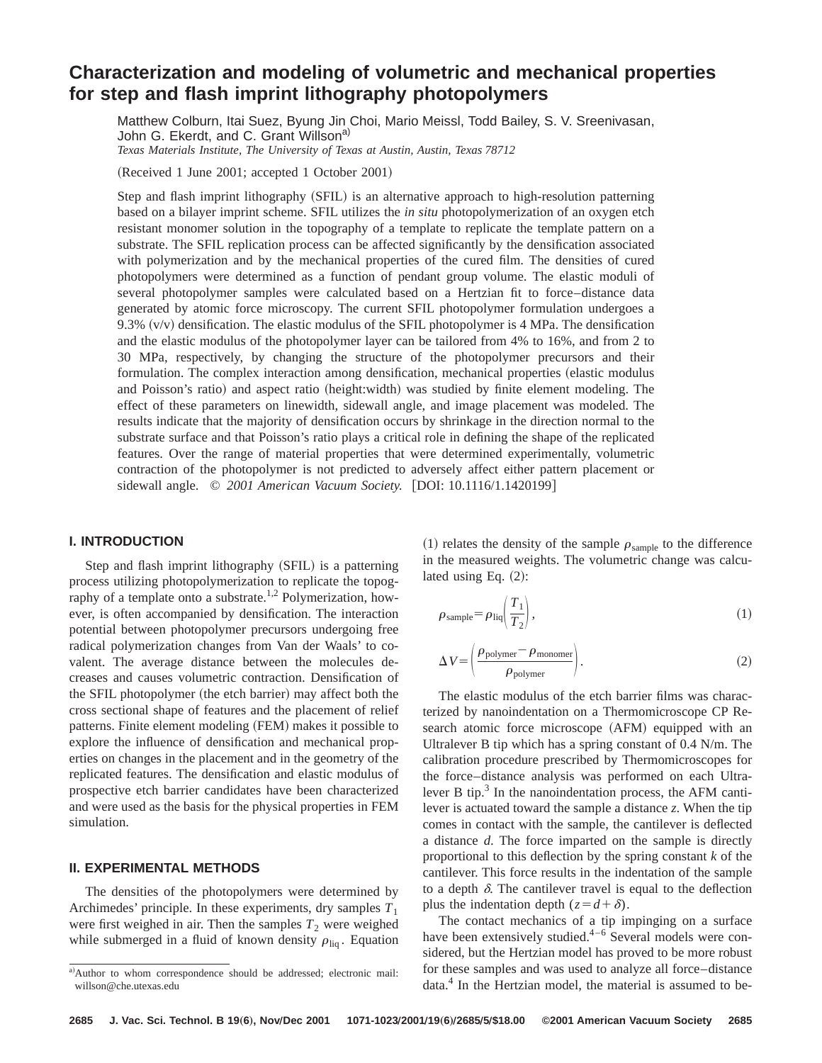# Characterization and modeling of volumetric and mechanical properties for step and flash imprint lithography photopolymers

Matthew Colburn, Itai Suez, Byung Jin Choi, Mario Meissl, Todd Bailey, S. V. Sreenivasan, John G. Ekerdt, and C. Grant Willson[a)]

*Texas Materials Institute, The University of Texas at Austin, Austin, Texas 78712*

(Received 1 June 2001; accepted 1 October 2001)

Step and flash imprint lithography (SFIL) is an alternative approach to high-resolution patterning based on a bilayer imprint scheme. SFIL utilizes the *in situ* photopolymerization of an oxygen etch resistant monomer solution in the topography of a template to replicate the template pattern on a substrate. The SFIL replication process can be affected significantly by the densification associated with polymerization and by the mechanical properties of the cured film. The densities of cured photopolymers were determined as a function of pendant group volume. The elastic moduli of several photopolymer samples were calculated based on a Hertzian fit to force–distance data generated by atomic force microscopy. The current SFIL photopolymer formulation undergoes a 9.3% (v/v) densification. The elastic modulus of the SFIL photopolymer is 4 MPa. The densification and the elastic modulus of the photopolymer layer can be tailored from 4% to 16%, and from 2 to 30 MPa, respectively, by changing the structure of the photopolymer precursors and their formulation. The complex interaction among densification, mechanical properties (elastic modulus and Poisson's ratio) and aspect ratio (height:width) was studied by finite element modeling. The effect of these parameters on linewidth, sidewall angle, and image placement was modeled. The results indicate that the majority of densification occurs by shrinkage in the direction normal to the substrate surface and that Poisson's ratio plays a critical role in defining the shape of the replicated features. Over the range of material properties that were determined experimentally, volumetric contraction of the photopolymer is not predicted to adversely affect either pattern placement or sidewall angle. © *2001 American Vacuum Society.* [DOI: 10.1116/1.1420199]

## I. INTRODUCTION

Step and flash imprint lithography (SFIL) is a patterning process utilizing photopolymerization to replicate the topography of a template onto a substrate.[1,2] Polymerization, however, is often accompanied by densification. The interaction potential between photopolymer precursors undergoing free radical polymerization changes from Van der Waals' to covalent. The average distance between the molecules decreases and causes volumetric contraction. Densification of the SFIL photopolymer (the etch barrier) may affect both the cross sectional shape of features and the placement of relief patterns. Finite element modeling (FEM) makes it possible to explore the influence of densification and mechanical properties on changes in the placement and in the geometry of the replicated features. The densification and elastic modulus of prospective etch barrier candidates have been characterized and were used as the basis for the physical properties in FEM simulation.

## II. EXPERIMENTAL METHODS

The densities of the photopolymers were determined by Archimedes' principle. In these experiments, dry samples $T_1$ were first weighed in air. Then the samples $T_2$ were weighed while submerged in a fluid of known density $\rho_{\mathrm{liq}}$. Equation (1) relates the density of the sample $\rho_{\mathrm{sample}}$ to the difference in the measured weights. The volumetric change was calculated using Eq. (2):

$$\rho_{\mathrm{sample}} = \rho_{\mathrm{liq}}\left(\frac{T_1}{T_2}\right), \tag{1}$$

$$\Delta V = \left(\frac{\rho_{\mathrm{polymer}} - \rho_{\mathrm{monomer}}}{\rho_{\mathrm{polymer}}}\right). \tag{2}$$

The elastic modulus of the etch barrier films was characterized by nanoindentation on a Thermomicroscope CP Research atomic force microscope (AFM) equipped with an Ultralever B tip which has a spring constant of 0.4 N/m. The calibration procedure prescribed by Thermomicroscopes for the force–distance analysis was performed on each Ultralever B tip.[3] In the nanoindentation process, the AFM cantilever is actuated toward the sample a distance $z$. When the tip comes in contact with the sample, the cantilever is deflected a distance $d$. The force imparted on the sample is directly proportional to this deflection by the spring constant $k$ of the cantilever. This force results in the indentation of the sample to a depth $\delta$. The cantilever travel is equal to the deflection plus the indentation depth ($z = d + \delta$).

The contact mechanics of a tip impinging on a surface have been extensively studied.[4–6] Several models were considered, but the Hertzian model has proved to be more robust for these samples and was used to analyze all force–distance data.[4] In the Hertzian model, the material is assumed to be-

[a)]Author to whom correspondence should be addressed; electronic mail: willson@che.utexas.edu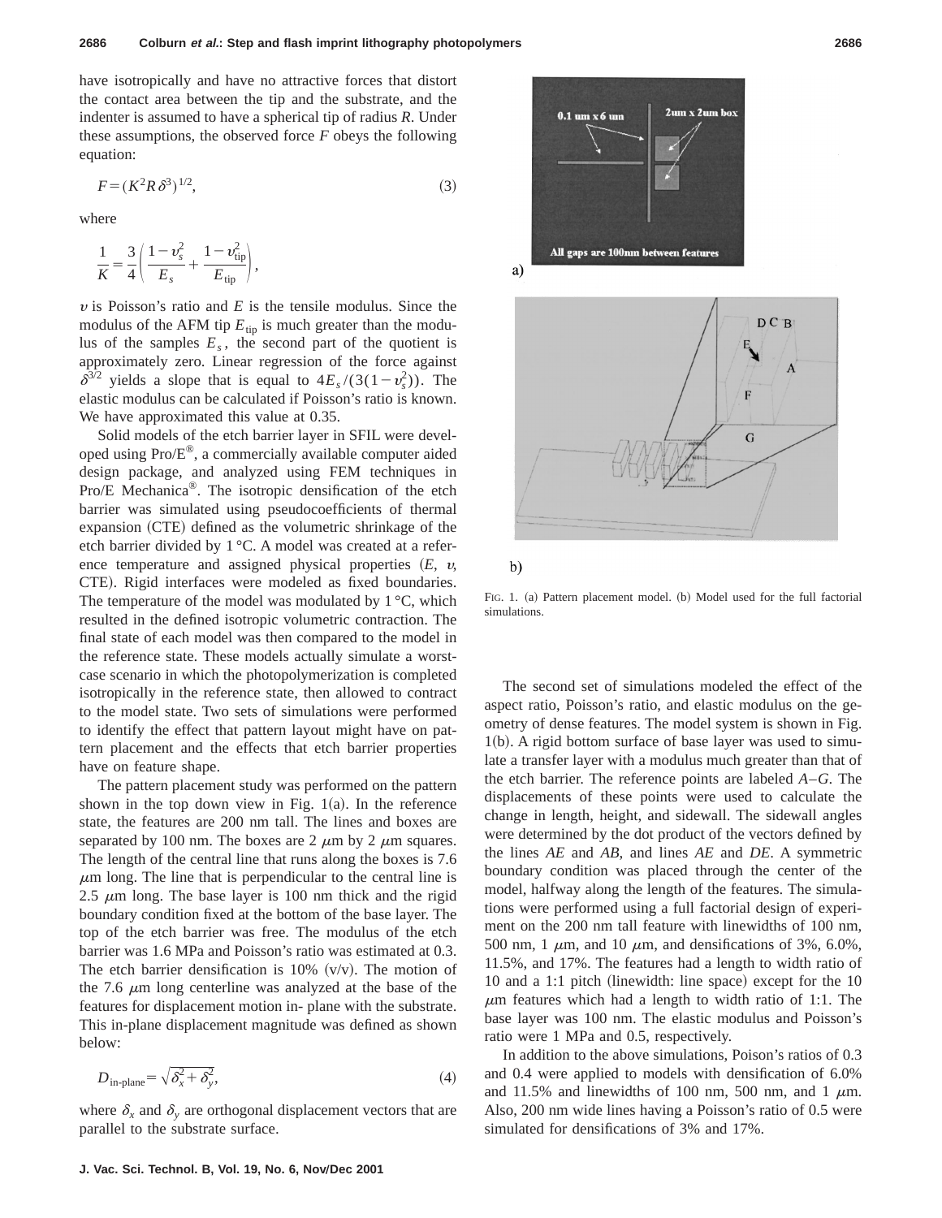have isotropically and have no attractive forces that distort the contact area between the tip and the substrate, and the indenter is assumed to have a spherical tip of radius $R$. Under these assumptions, the observed force $F$ obeys the following equation:

$$F=(K^2 R \delta^3)^{1/2}, \tag{3}$$

where

$$\frac{1}{K}=\frac{3}{4}\left(\frac{1-\upsilon_s^2}{E_s}+\frac{1-\upsilon_{\text{tip}}^2}{E_{\text{tip}}}\right),$$

$\upsilon$ is Poisson's ratio and $E$ is the tensile modulus. Since the modulus of the AFM tip $E_{\text{tip}}$ is much greater than the modulus of the samples $E_s$, the second part of the quotient is approximately zero. Linear regression of the force against $\delta^{3/2}$ yields a slope that is equal to $4E_s/(3(1-\upsilon_s^2))$. The elastic modulus can be calculated if Poisson's ratio is known. We have approximated this value at 0.35.

Solid models of the etch barrier layer in SFIL were developed using Pro/E®, a commercially available computer aided design package, and analyzed using FEM techniques in Pro/E Mechanica®. The isotropic densification of the etch barrier was simulated using pseudocoefficients of thermal expansion (CTE) defined as the volumetric shrinkage of the etch barrier divided by 1 °C. A model was created at a reference temperature and assigned physical properties ($E$, $\upsilon$, CTE). Rigid interfaces were modeled as fixed boundaries. The temperature of the model was modulated by 1 °C, which resulted in the defined isotropic volumetric contraction. The final state of each model was then compared to the model in the reference state. These models actually simulate a worst-case scenario in which the photopolymerization is completed isotropically in the reference state, then allowed to contract to the model state. Two sets of simulations were performed to identify the effect that pattern layout might have on pattern placement and the effects that etch barrier properties have on feature shape.

The pattern placement study was performed on the pattern shown in the top down view in Fig. 1(a). In the reference state, the features are 200 nm tall. The lines and boxes are separated by 100 nm. The boxes are 2 $\mu$m by 2 $\mu$m squares. The length of the central line that runs along the boxes is 7.6 $\mu$m long. The line that is perpendicular to the central line is 2.5 $\mu$m long. The base layer is 100 nm thick and the rigid boundary condition fixed at the bottom of the base layer. The top of the etch barrier was free. The modulus of the etch barrier was 1.6 MPa and Poisson's ratio was estimated at 0.3. The etch barrier densification is 10% (v/v). The motion of the 7.6 $\mu$m long centerline was analyzed at the base of the features for displacement motion in- plane with the substrate. This in-plane displacement magnitude was defined as shown below:

$$D_{\text{in-plane}}=\sqrt{\delta_x^2+\delta_y^2}, \tag{4}$$

where $\delta_x$ and $\delta_y$ are orthogonal displacement vectors that are parallel to the substrate surface.

FIG. 1. (a) Pattern placement model. (b) Model used for the full factorial simulations.

The second set of simulations modeled the effect of the aspect ratio, Poisson's ratio, and elastic modulus on the geometry of dense features. The model system is shown in Fig. 1(b). A rigid bottom surface of base layer was used to simulate a transfer layer with a modulus much greater than that of the etch barrier. The reference points are labeled $A$–$G$. The displacements of these points were used to calculate the change in length, height, and sidewall. The sidewall angles were determined by the dot product of the vectors defined by the lines $AE$ and $AB$, and lines $AE$ and $DE$. A symmetric boundary condition was placed through the center of the model, halfway along the length of the features. The simulations were performed using a full factorial design of experiment on the 200 nm tall feature with linewidths of 100 nm, 500 nm, 1 $\mu$m, and 10 $\mu$m, and densifications of 3%, 6.0%, 11.5%, and 17%. The features had a length to width ratio of 10 and a 1:1 pitch (linewidth: line space) except for the 10 $\mu$m features which had a length to width ratio of 1:1. The base layer was 100 nm. The elastic modulus and Poisson's ratio were 1 MPa and 0.5, respectively.

In addition to the above simulations, Poison's ratios of 0.3 and 0.4 were applied to models with densification of 6.0% and 11.5% and linewidths of 100 nm, 500 nm, and 1 $\mu$m. Also, 200 nm wide lines having a Poisson's ratio of 0.5 were simulated for densifications of 3% and 17%.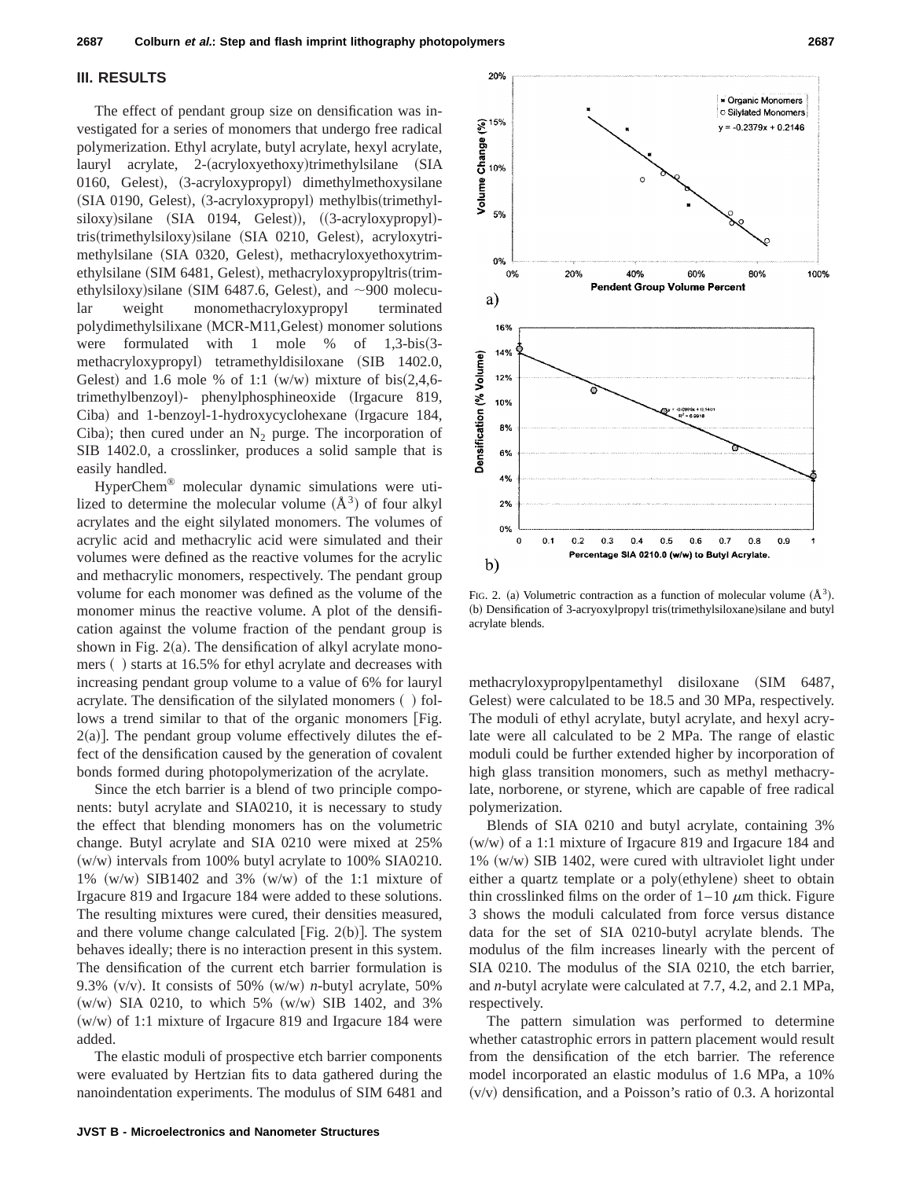## III. RESULTS

The effect of pendant group size on densification was investigated for a series of monomers that undergo free radical polymerization. Ethyl acrylate, butyl acrylate, hexyl acrylate, lauryl acrylate, 2-(acryloxyethoxy)trimethylsilane (SIA 0160, Gelest), (3-acryloxypropyl) dimethylmethoxysilane (SIA 0190, Gelest), (3-acryloxypropyl) methylbis(trimethylsiloxy)silane (SIA 0194, Gelest)), ((3-acryloxypropyl)-tris(trimethylsiloxy)silane (SIA 0210, Gelest), acryloxytrimethylsilane (SIA 0320, Gelest), methacryloxyethoxytrimethylsilane (SIM 6481, Gelest), methacryloxypropyltris(trimethylsiloxy)silane (SIM 6487.6, Gelest), and ~900 molecular weight monomethacryloxypropyl terminated polydimethylsilixane (MCR-M11,Gelest) monomer solutions were formulated with 1 mole % of 1,3-bis(3-methacryloxypropyl) tetramethyldisiloxane (SIB 1402.0, Gelest) and 1.6 mole % of 1:1 (w/w) mixture of bis(2,4,6-trimethylbenzoyl)- phenylphosphineoxide (Irgacure 819, Ciba) and 1-benzoyl-1-hydroxycyclohexane (Irgacure 184, Ciba); then cured under an $N_2$ purge. The incorporation of SIB 1402.0, a crosslinker, produces a solid sample that is easily handled.

HyperChem® molecular dynamic simulations were utilized to determine the molecular volume (Å$^3$) of four alkyl acrylates and the eight silylated monomers. The volumes of acrylic acid and methacrylic acid were simulated and their volumes were defined as the reactive volumes for the acrylic and methacrylic monomers, respectively. The pendant group volume for each monomer was defined as the volume of the monomer minus the reactive volume. A plot of the densification against the volume fraction of the pendant group is shown in Fig. 2(a). The densification of alkyl acrylate monomers ( ) starts at 16.5% for ethyl acrylate and decreases with increasing pendant group volume to a value of 6% for lauryl acrylate. The densification of the silylated monomers ( ) follows a trend similar to that of the organic monomers [Fig. 2(a)]. The pendant group volume effectively dilutes the effect of the densification caused by the generation of covalent bonds formed during photopolymerization of the acrylate.

Since the etch barrier is a blend of two principle components: butyl acrylate and SIA0210, it is necessary to study the effect that blending monomers has on the volumetric change. Butyl acrylate and SIA 0210 were mixed at 25% (w/w) intervals from 100% butyl acrylate to 100% SIA0210. 1% (w/w) SIB1402 and 3% (w/w) of the 1:1 mixture of Irgacure 819 and Irgacure 184 were added to these solutions. The resulting mixtures were cured, their densities measured, and there volume change calculated [Fig. 2(b)]. The system behaves ideally; there is no interaction present in this system. The densification of the current etch barrier formulation is 9.3% (v/v). It consists of 50% (w/w) *n*-butyl acrylate, 50% (w/w) SIA 0210, to which 5% (w/w) SIB 1402, and 3% (w/w) of 1:1 mixture of Irgacure 819 and Irgacure 184 were added.

The elastic moduli of prospective etch barrier components were evaluated by Hertzian fits to data gathered during the nanoindentation experiments. The modulus of SIM 6481 and methacryloxypropylpentamethyl disiloxane (SIM 6487, Gelest) were calculated to be 18.5 and 30 MPa, respectively. The moduli of ethyl acrylate, butyl acrylate, and hexyl acrylate were all calculated to be 2 MPa. The range of elastic moduli could be further extended higher by incorporation of high glass transition monomers, such as methyl methacrylate, norborene, or styrene, which are capable of free radical polymerization.

FIG. 2. (a) Volumetric contraction as a function of molecular volume (Å$^3$). (b) Densification of 3-acryoxylpropyl tris(trimethylsiloxane)silane and butyl acrylate blends.

Blends of SIA 0210 and butyl acrylate, containing 3% (w/w) of a 1:1 mixture of Irgacure 819 and Irgacure 184 and 1% (w/w) SIB 1402, were cured with ultraviolet light under either a quartz template or a poly(ethylene) sheet to obtain thin crosslinked films on the order of 1–10 $\mu$m thick. Figure 3 shows the moduli calculated from force versus distance data for the set of SIA 0210-butyl acrylate blends. The modulus of the film increases linearly with the percent of SIA 0210. The modulus of the SIA 0210, the etch barrier, and *n*-butyl acrylate were calculated at 7.7, 4.2, and 2.1 MPa, respectively.

The pattern simulation was performed to determine whether catastrophic errors in pattern placement would result from the densification of the etch barrier. The reference model incorporated an elastic modulus of 1.6 MPa, a 10% (v/v) densification, and a Poisson's ratio of 0.3. A horizontal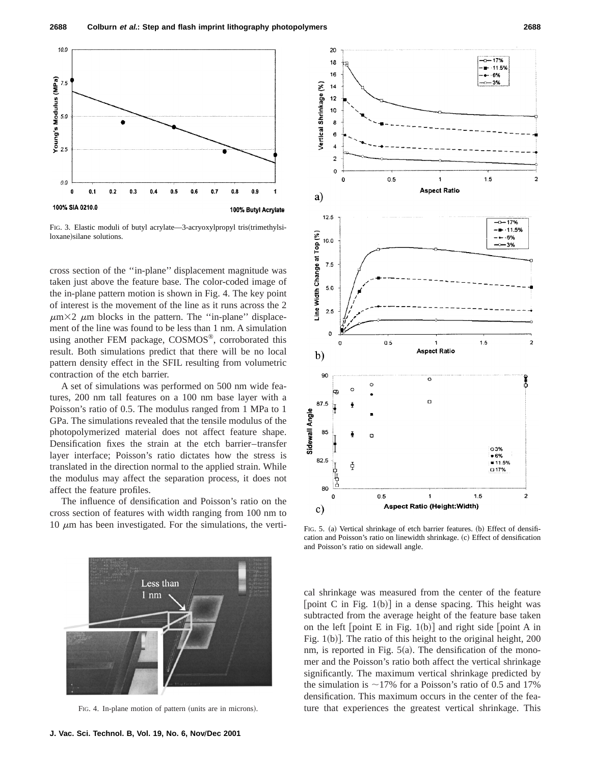FIG. 3. Elastic moduli of butyl acrylate—3-acryoxylpropyl tris(trimethylsiloxane)silane solutions.

cross section of the ''in-plane'' displacement magnitude was taken just above the feature base. The color-coded image of the in-plane pattern motion is shown in Fig. 4. The key point of interest is the movement of the line as it runs across the 2 $\mu$m$\times$2 $\mu$m blocks in the pattern. The ''in-plane'' displacement of the line was found to be less than 1 nm. A simulation using another FEM package, COSMOS®, corroborated this result. Both simulations predict that there will be no local pattern density effect in the SFIL resulting from volumetric contraction of the etch barrier.

A set of simulations was performed on 500 nm wide features, 200 nm tall features on a 100 nm base layer with a Poisson's ratio of 0.5. The modulus ranged from 1 MPa to 1 GPa. The simulations revealed that the tensile modulus of the photopolymerized material does not affect feature shape. Densification fixes the strain at the etch barrier–transfer layer interface; Poisson's ratio dictates how the stress is translated in the direction normal to the applied strain. While the modulus may affect the separation process, it does not affect the feature profiles.

The influence of densification and Poisson's ratio on the cross section of features with width ranging from 100 nm to 10 $\mu$m has been investigated. For the simulations, the vertical shrinkage was measured from the center of the feature [point C in Fig. 1(b)] in a dense spacing. This height was subtracted from the average height of the feature base taken on the left [point E in Fig. 1(b)] and right side [point A in Fig. 1(b)]. The ratio of this height to the original height, 200 nm, is reported in Fig. 5(a). The densification of the monomer and the Poisson's ratio both affect the vertical shrinkage significantly. The maximum vertical shrinkage predicted by the simulation is ~17% for a Poisson's ratio of 0.5 and 17% densification. This maximum occurs in the center of the feature that experiences the greatest vertical shrinkage. This

FIG. 4. In-plane motion of pattern (units are in microns).

FIG. 5. (a) Vertical shrinkage of etch barrier features. (b) Effect of densification and Poisson's ratio on linewidth shrinkage. (c) Effect of densification and Poisson's ratio on sidewall angle.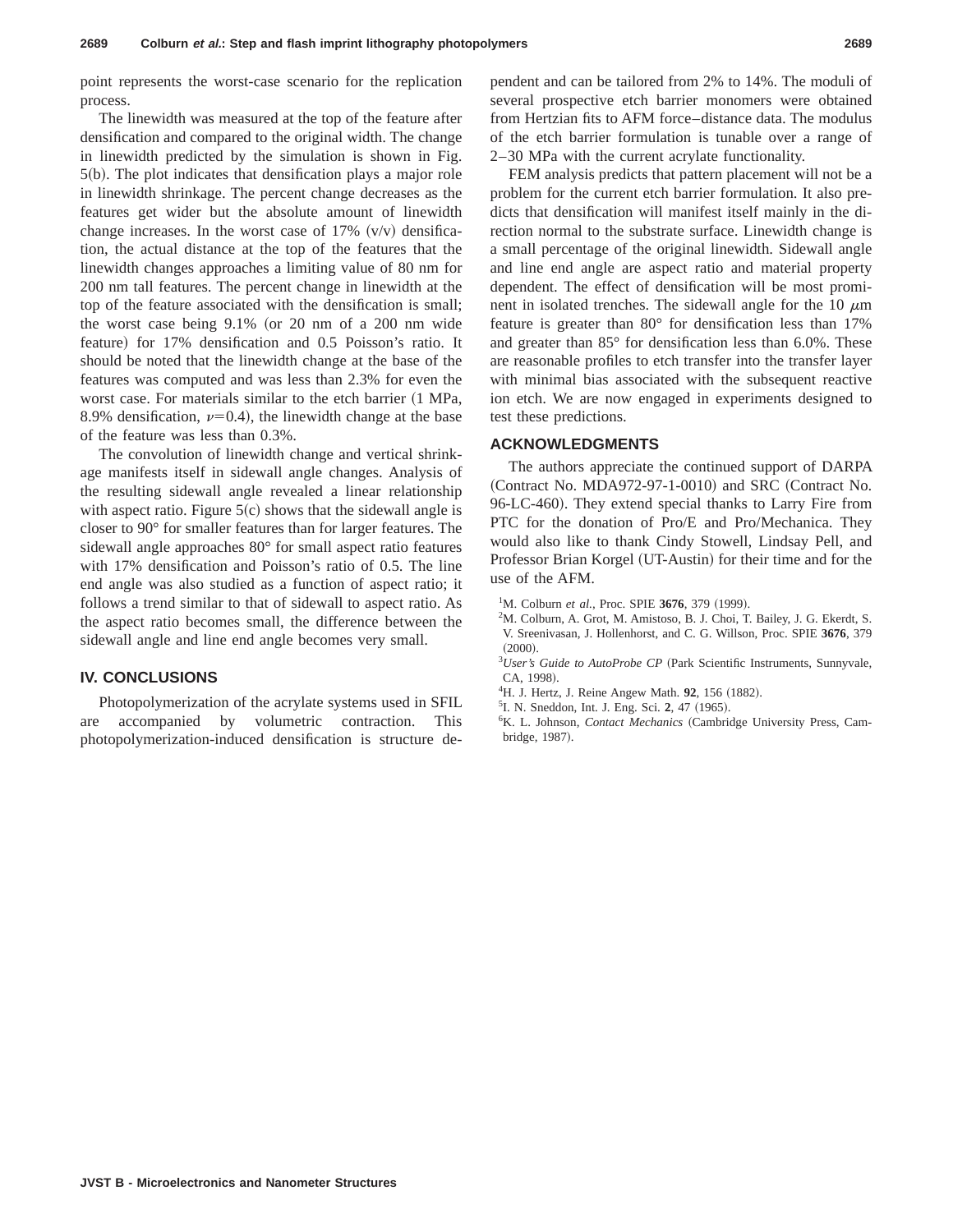point represents the worst-case scenario for the replication process.

The linewidth was measured at the top of the feature after densification and compared to the original width. The change in linewidth predicted by the simulation is shown in Fig. 5(b). The plot indicates that densification plays a major role in linewidth shrinkage. The percent change decreases as the features get wider but the absolute amount of linewidth change increases. In the worst case of 17% (v/v) densification, the actual distance at the top of the features that the linewidth changes approaches a limiting value of 80 nm for 200 nm tall features. The percent change in linewidth at the top of the feature associated with the densification is small; the worst case being 9.1% (or 20 nm of a 200 nm wide feature) for 17% densification and 0.5 Poisson's ratio. It should be noted that the linewidth change at the base of the features was computed and was less than 2.3% for even the worst case. For materials similar to the etch barrier (1 MPa, 8.9% densification, $\nu=0.4$), the linewidth change at the base of the feature was less than 0.3%.

The convolution of linewidth change and vertical shrinkage manifests itself in sidewall angle changes. Analysis of the resulting sidewall angle revealed a linear relationship with aspect ratio. Figure 5(c) shows that the sidewall angle is closer to 90° for smaller features than for larger features. The sidewall angle approaches 80° for small aspect ratio features with 17% densification and Poisson's ratio of 0.5. The line end angle was also studied as a function of aspect ratio; it follows a trend similar to that of sidewall to aspect ratio. As the aspect ratio becomes small, the difference between the sidewall angle and line end angle becomes very small.

## IV. CONCLUSIONS

Photopolymerization of the acrylate systems used in SFIL are accompanied by volumetric contraction. This photopolymerization-induced densification is structure dependent and can be tailored from 2% to 14%. The moduli of several prospective etch barrier monomers were obtained from Hertzian fits to AFM force–distance data. The modulus of the etch barrier formulation is tunable over a range of 2–30 MPa with the current acrylate functionality.

FEM analysis predicts that pattern placement will not be a problem for the current etch barrier formulation. It also predicts that densification will manifest itself mainly in the direction normal to the substrate surface. Linewidth change is a small percentage of the original linewidth. Sidewall angle and line end angle are aspect ratio and material property dependent. The effect of densification will be most prominent in isolated trenches. The sidewall angle for the 10 $\mu$m feature is greater than 80° for densification less than 17% and greater than 85° for densification less than 6.0%. These are reasonable profiles to etch transfer into the transfer layer with minimal bias associated with the subsequent reactive ion etch. We are now engaged in experiments designed to test these predictions.

## ACKNOWLEDGMENTS

The authors appreciate the continued support of DARPA (Contract No. MDA972-97-1-0010) and SRC (Contract No. 96-LC-460). They extend special thanks to Larry Fire from PTC for the donation of Pro/E and Pro/Mechanica. They would also like to thank Cindy Stowell, Lindsay Pell, and Professor Brian Korgel (UT-Austin) for their time and for the use of the AFM.

[1] M. Colburn *et al.*, Proc. SPIE **3676**, 379 (1999).
[2] M. Colburn, A. Grot, M. Amistoso, B. J. Choi, T. Bailey, J. G. Ekerdt, S. V. Sreenivasan, J. Hollenhorst, and C. G. Willson, Proc. SPIE **3676**, 379 (2000).
[3] *User's Guide to AutoProbe CP* (Park Scientific Instruments, Sunnyvale, CA, 1998).
[4] H. J. Hertz, J. Reine Angew Math. **92**, 156 (1882).
[5] I. N. Sneddon, Int. J. Eng. Sci. **2**, 47 (1965).
[6] K. L. Johnson, *Contact Mechanics* (Cambridge University Press, Cambridge, 1987).